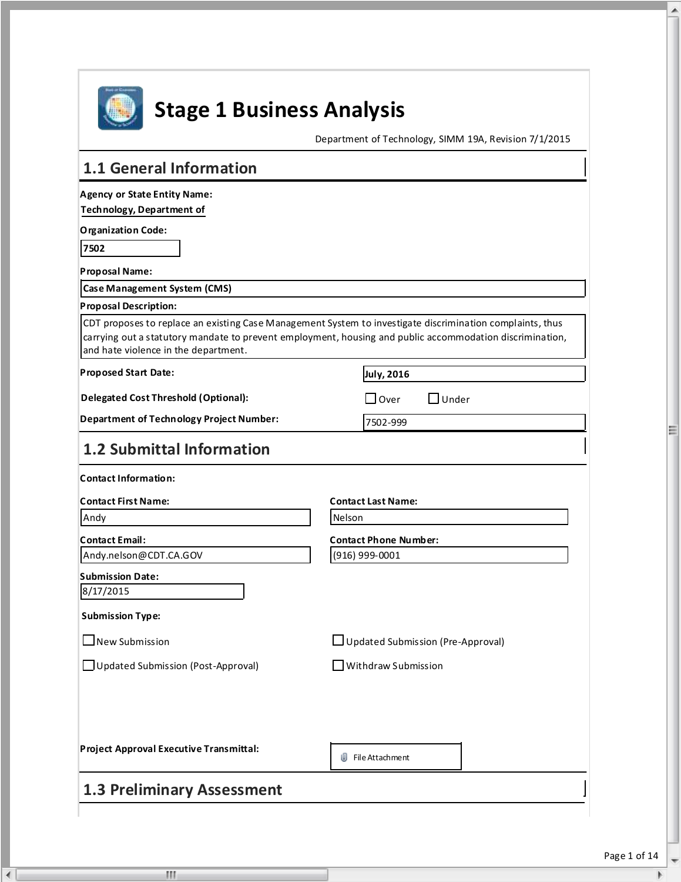# Stage 1 Business Analysis

Department of Technology, SIMM 19A, Revision 7/1/2015

## 1.1 General Information

**Agency or State Entity Name:**

Technology, Department of

**Organization Code:**

7502

**Proposal Name:**

Case Management System (CMS)

**Proposal Description:**

CDT proposes to replace an existing Case Management System to investigate discrimination complaints, thus carrying out a statutory mandate to prevent employment, housing and public accommodation discrimination, and hate violence in the department.

**Proposed Start Date:** July, 2016

**Delegated Cost Threshold (Optional):** ☐ Over ☐ Under

**Department of Technology Project Number:** 7502-999

## 1.2 Submittal Information

**Contact Information:**

**Contact First Name:** Andy

**Contact Last Name:** Nelson

**Contact Email:** Andy.nelson@CDT.CA.GOV

**Contact Phone Number:** (916) 999-0001

**Submission Date:** 8/17/2015

**Submission Type:**

☐ New Submission

☐ Updated Submission (Pre-Approval)

☐ Updated Submission (Post-Approval)

☐ Withdraw Submission

**Project Approval Executive Transmittal:** File Attachment

## 1.3 Preliminary Assessment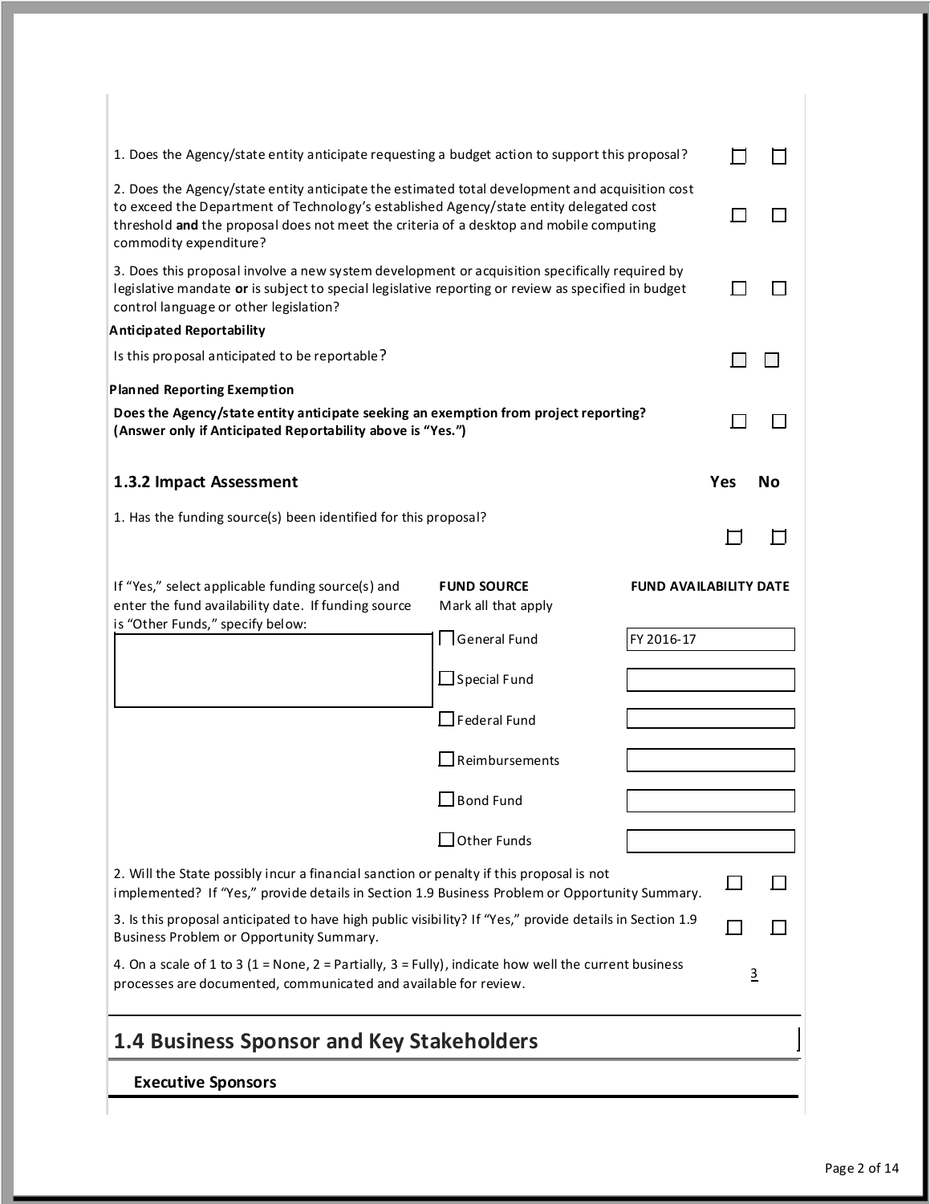| | | |
|---|---|---|
| 1. Does the Agency/state entity anticipate requesting a budget action to support this proposal? | ☐ | ☐ |
| 2. Does the Agency/state entity anticipate the estimated total development and acquisition cost to exceed the Department of Technology's established Agency/state entity delegated cost threshold **and** the proposal does not meet the criteria of a desktop and mobile computing commodity expenditure? | ☐ | ☐ |
| 3. Does this proposal involve a new system development or acquisition specifically required by legislative mandate **or** is subject to special legislative reporting or review as specified in budget control language or other legislation? | ☐ | ☐ |

**Anticipated Reportability**

| | | |
|---|---|---|
| Is this proposal anticipated to be reportable? | ☐ | ☐ |

**Planned Reporting Exemption**

| | | |
|---|---|---|
| **Does the Agency/state entity anticipate seeking an exemption from project reporting? (Answer only if Anticipated Reportability above is "Yes.")** | ☐ | ☐ |

### 1.3.2 Impact Assessment

| | Yes | No |
|---|---|---|
| 1. Has the funding source(s) been identified for this proposal? | ☐ | ☐ |

If "Yes," select applicable funding source(s) and enter the fund availability date. If funding source is "Other Funds," specify below:

| FUND SOURCE (Mark all that apply) | FUND AVAILABILITY DATE |
|---|---|
| ☐ General Fund | FY 2016-17 |
| ☐ Special Fund | |
| ☐ Federal Fund | |
| ☐ Reimbursements | |
| ☐ Bond Fund | |
| ☐ Other Funds | |

| | | |
|---|---|---|
| 2. Will the State possibly incur a financial sanction or penalty if this proposal is not implemented? If "Yes," provide details in Section 1.9 Business Problem or Opportunity Summary. | ☐ | ☐ |
| 3. Is this proposal anticipated to have high public visibility? If "Yes," provide details in Section 1.9 Business Problem or Opportunity Summary. | ☐ | ☐ |
| 4. On a scale of 1 to 3 (1 = None, 2 = Partially, 3 = Fully), indicate how well the current business processes are documented, communicated and available for review. | 3 | |

## 1.4 Business Sponsor and Key Stakeholders

**Executive Sponsors**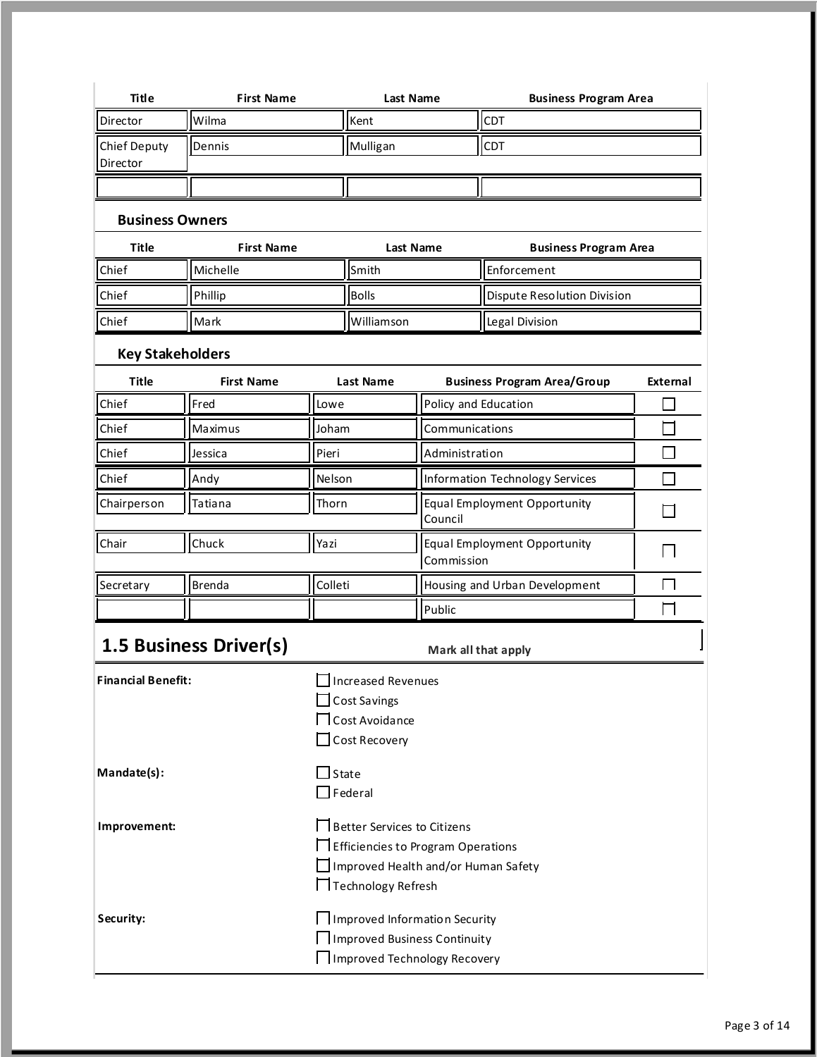| Title | First Name | Last Name | Business Program Area |
|---|---|---|---|
| Director | Wilma | Kent | CDT |
| Chief Deputy Director | Dennis | Mulligan | CDT |
| | | | |

### Business Owners

| Title | First Name | Last Name | Business Program Area |
|---|---|---|---|
| Chief | Michelle | Smith | Enforcement |
| Chief | Phillip | Bolls | Dispute Resolution Division |
| Chief | Mark | Williamson | Legal Division |

### Key Stakeholders

| Title | First Name | Last Name | Business Program Area/Group | External |
|---|---|---|---|---|
| Chief | Fred | Lowe | Policy and Education | ☐ |
| Chief | Maximus | Joham | Communications | ☐ |
| Chief | Jessica | Pieri | Administration | ☐ |
| Chief | Andy | Nelson | Information Technology Services | ☐ |
| Chairperson | Tatiana | Thorn | Equal Employment Opportunity Council | ☐ |
| Chair | Chuck | Yazi | Equal Employment Opportunity Commission | ☐ |
| Secretary | Brenda | Colleti | Housing and Urban Development | ☐ |
| | | | Public | ☐ |

## 1.5 Business Driver(s)

**Mark all that apply**

**Financial Benefit:**

- ☐ Increased Revenues
- ☐ Cost Savings
- ☐ Cost Avoidance
- ☐ Cost Recovery

**Mandate(s):**

- ☐ State
- ☐ Federal

**Improvement:**

- ☐ Better Services to Citizens
- ☐ Efficiencies to Program Operations
- ☐ Improved Health and/or Human Safety
- ☐ Technology Refresh

**Security:**

- ☐ Improved Information Security
- ☐ Improved Business Continuity
- ☐ Improved Technology Recovery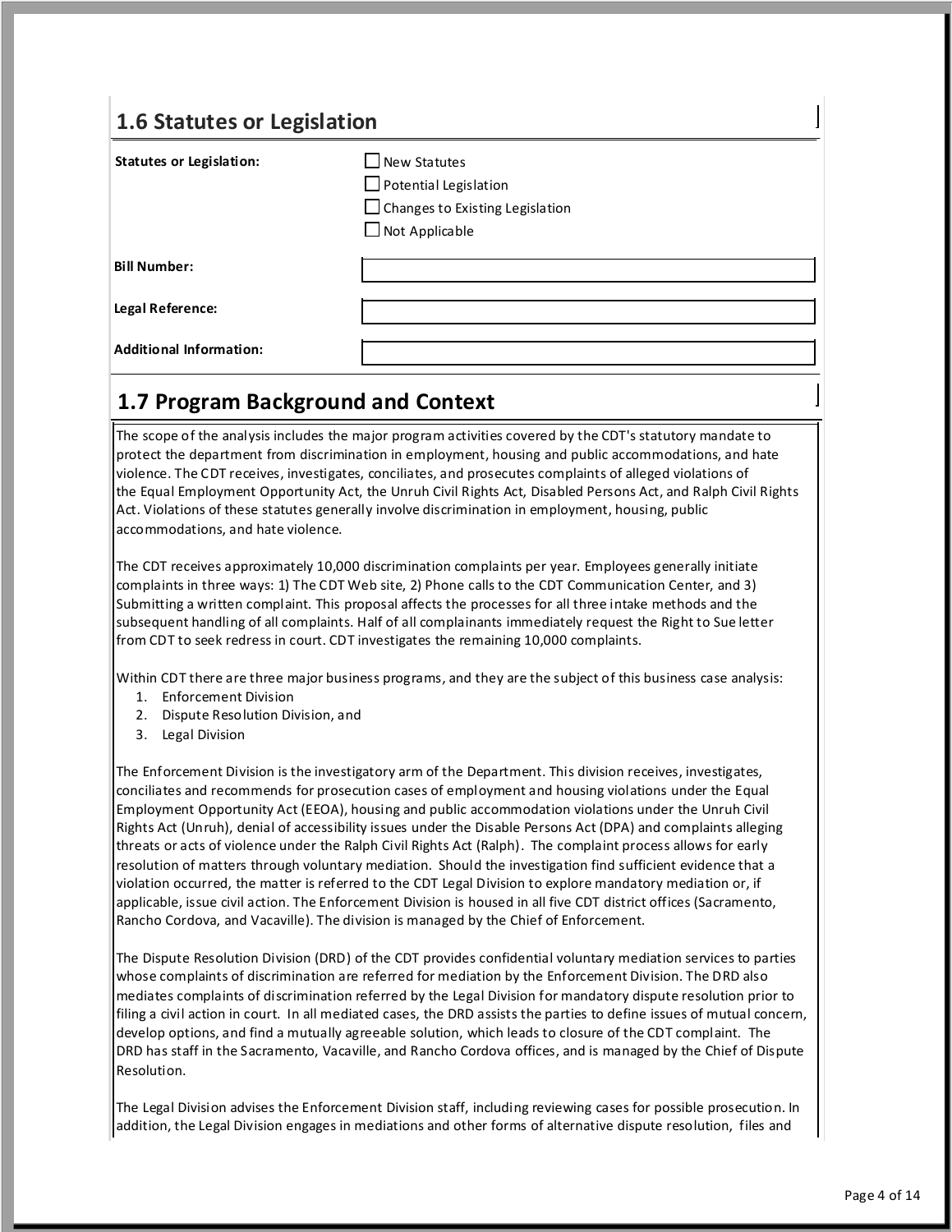## 1.6 Statutes or Legislation

**Statutes or Legislation:**

- ☐ New Statutes
- ☐ Potential Legislation
- ☐ Changes to Existing Legislation
- ☐ Not Applicable

**Bill Number:**

**Legal Reference:**

**Additional Information:**

## 1.7 Program Background and Context

The scope of the analysis includes the major program activities covered by the CDT's statutory mandate to protect the department from discrimination in employment, housing and public accommodations, and hate violence. The CDT receives, investigates, conciliates, and prosecutes complaints of alleged violations of the Equal Employment Opportunity Act, the Unruh Civil Rights Act, Disabled Persons Act, and Ralph Civil Rights Act. Violations of these statutes generally involve discrimination in employment, housing, public accommodations, and hate violence.

The CDT receives approximately 10,000 discrimination complaints per year. Employees generally initiate complaints in three ways: 1) The CDT Web site, 2) Phone calls to the CDT Communication Center, and 3) Submitting a written complaint. This proposal affects the processes for all three intake methods and the subsequent handling of all complaints. Half of all complainants immediately request the Right to Sue letter from CDT to seek redress in court. CDT investigates the remaining 10,000 complaints.

Within CDT there are three major business programs, and they are the subject of this business case analysis:

1. Enforcement Division
2. Dispute Resolution Division, and
3. Legal Division

The Enforcement Division is the investigatory arm of the Department. This division receives, investigates, conciliates and recommends for prosecution cases of employment and housing violations under the Equal Employment Opportunity Act (EEOA), housing and public accommodation violations under the Unruh Civil Rights Act (Unruh), denial of accessibility issues under the Disable Persons Act (DPA) and complaints alleging threats or acts of violence under the Ralph Civil Rights Act (Ralph). The complaint process allows for early resolution of matters through voluntary mediation. Should the investigation find sufficient evidence that a violation occurred, the matter is referred to the CDT Legal Division to explore mandatory mediation or, if applicable, issue civil action. The Enforcement Division is housed in all five CDT district offices (Sacramento, Rancho Cordova, and Vacaville). The division is managed by the Chief of Enforcement.

The Dispute Resolution Division (DRD) of the CDT provides confidential voluntary mediation services to parties whose complaints of discrimination are referred for mediation by the Enforcement Division. The DRD also mediates complaints of discrimination referred by the Legal Division for mandatory dispute resolution prior to filing a civil action in court. In all mediated cases, the DRD assists the parties to define issues of mutual concern, develop options, and find a mutually agreeable solution, which leads to closure of the CDT complaint. The DRD has staff in the Sacramento, Vacaville, and Rancho Cordova offices, and is managed by the Chief of Dispute Resolution.

The Legal Division advises the Enforcement Division staff, including reviewing cases for possible prosecution. In addition, the Legal Division engages in mediations and other forms of alternative dispute resolution, files and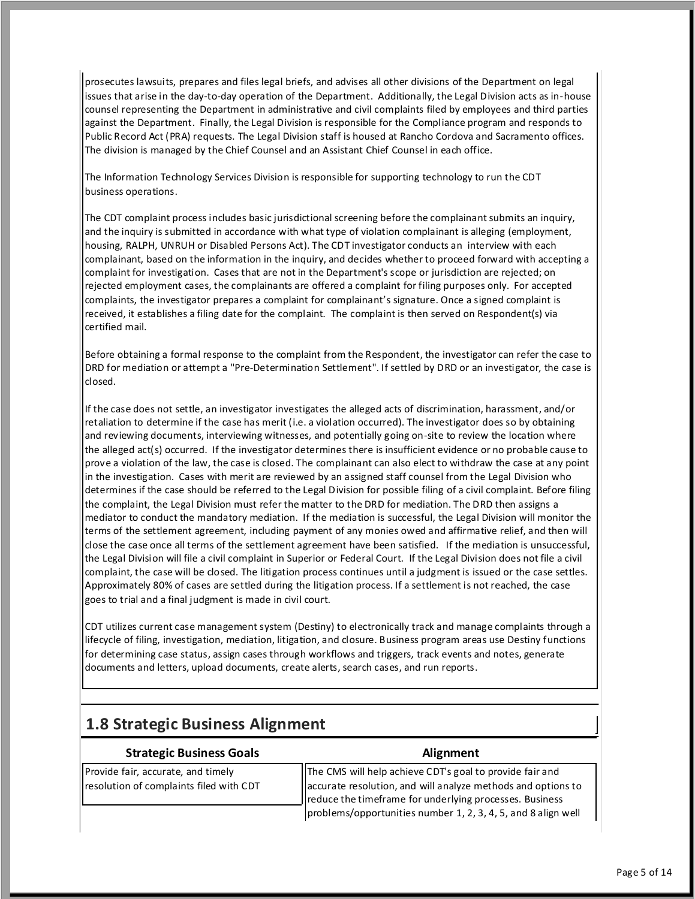prosecutes lawsuits, prepares and files legal briefs, and advises all other divisions of the Department on legal issues that arise in the day-to-day operation of the Department. Additionally, the Legal Division acts as in-house counsel representing the Department in administrative and civil complaints filed by employees and third parties against the Department. Finally, the Legal Division is responsible for the Compliance program and responds to Public Record Act (PRA) requests. The Legal Division staff is housed at Rancho Cordova and Sacramento offices. The division is managed by the Chief Counsel and an Assistant Chief Counsel in each office.

The Information Technology Services Division is responsible for supporting technology to run the CDT business operations.

The CDT complaint process includes basic jurisdictional screening before the complainant submits an inquiry, and the inquiry is submitted in accordance with what type of violation complainant is alleging (employment, housing, RALPH, UNRUH or Disabled Persons Act). The CDT investigator conducts an interview with each complainant, based on the information in the inquiry, and decides whether to proceed forward with accepting a complaint for investigation. Cases that are not in the Department's scope or jurisdiction are rejected; on rejected employment cases, the complainants are offered a complaint for filing purposes only. For accepted complaints, the investigator prepares a complaint for complainant's signature. Once a signed complaint is received, it establishes a filing date for the complaint. The complaint is then served on Respondent(s) via certified mail.

Before obtaining a formal response to the complaint from the Respondent, the investigator can refer the case to DRD for mediation or attempt a "Pre-Determination Settlement". If settled by DRD or an investigator, the case is closed.

If the case does not settle, an investigator investigates the alleged acts of discrimination, harassment, and/or retaliation to determine if the case has merit (i.e. a violation occurred). The investigator does so by obtaining and reviewing documents, interviewing witnesses, and potentially going on-site to review the location where the alleged act(s) occurred. If the investigator determines there is insufficient evidence or no probable cause to prove a violation of the law, the case is closed. The complainant can also elect to withdraw the case at any point in the investigation. Cases with merit are reviewed by an assigned staff counsel from the Legal Division who determines if the case should be referred to the Legal Division for possible filing of a civil complaint. Before filing the complaint, the Legal Division must refer the matter to the DRD for mediation. The DRD then assigns a mediator to conduct the mandatory mediation. If the mediation is successful, the Legal Division will monitor the terms of the settlement agreement, including payment of any monies owed and affirmative relief, and then will close the case once all terms of the settlement agreement have been satisfied. If the mediation is unsuccessful, the Legal Division will file a civil complaint in Superior or Federal Court. If the Legal Division does not file a civil complaint, the case will be closed. The litigation process continues until a judgment is issued or the case settles. Approximately 80% of cases are settled during the litigation process. If a settlement is not reached, the case goes to trial and a final judgment is made in civil court.

CDT utilizes current case management system (Destiny) to electronically track and manage complaints through a lifecycle of filing, investigation, mediation, litigation, and closure. Business program areas use Destiny functions for determining case status, assign cases through workflows and triggers, track events and notes, generate documents and letters, upload documents, create alerts, search cases, and run reports.

## 1.8 Strategic Business Alignment

| Strategic Business Goals | Alignment |
| --- | --- |
| Provide fair, accurate, and timely resolution of complaints filed with CDT | The CMS will help achieve CDT's goal to provide fair and accurate resolution, and will analyze methods and options to reduce the timeframe for underlying processes. Business problems/opportunities number 1, 2, 3, 4, 5, and 8 align well |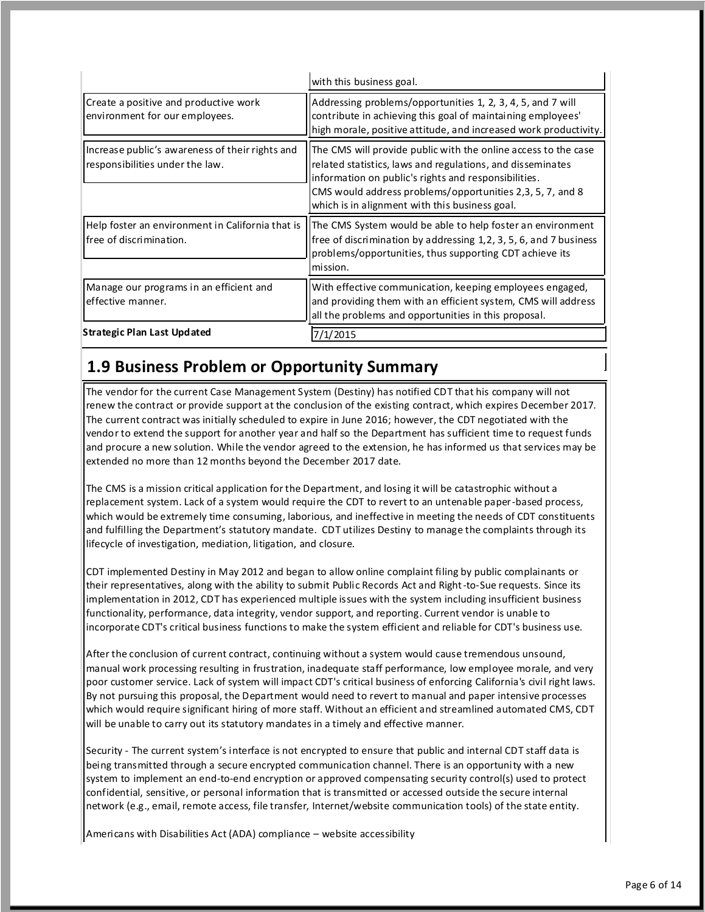| | |
|---|---|
| | with this business goal. |
| Create a positive and productive work environment for our employees. | Addressing problems/opportunities 1, 2, 3, 4, 5, and 7 will contribute in achieving this goal of maintaining employees' high morale, positive attitude, and increased work productivity. |
| Increase public's awareness of their rights and responsibilities under the law. | The CMS will provide public with the online access to the case related statistics, laws and regulations, and disseminates information on public's rights and responsibilities. CMS would address problems/opportunities 2,3, 5, 7, and 8 which is in alignment with this business goal. |
| Help foster an environment in California that is free of discrimination. | The CMS System would be able to help foster an environment free of discrimination by addressing 1,2, 3, 5, 6, and 7 business problems/opportunities, thus supporting CDT achieve its mission. |
| Manage our programs in an efficient and effective manner. | With effective communication, keeping employees engaged, and providing them with an efficient system, CMS will address all the problems and opportunities in this proposal. |
| **Strategic Plan Last Updated** | 7/1/2015 |

## 1.9 Business Problem or Opportunity Summary

The vendor for the current Case Management System (Destiny) has notified CDT that his company will not renew the contract or provide support at the conclusion of the existing contract, which expires December 2017. The current contract was initially scheduled to expire in June 2016; however, the CDT negotiated with the vendor to extend the support for another year and half so the Department has sufficient time to request funds and procure a new solution. While the vendor agreed to the extension, he has informed us that services may be extended no more than 12 months beyond the December 2017 date.

The CMS is a mission critical application for the Department, and losing it will be catastrophic without a replacement system. Lack of a system would require the CDT to revert to an untenable paper-based process, which would be extremely time consuming, laborious, and ineffective in meeting the needs of CDT constituents and fulfilling the Department's statutory mandate. CDT utilizes Destiny to manage the complaints through its lifecycle of investigation, mediation, litigation, and closure.

CDT implemented Destiny in May 2012 and began to allow online complaint filing by public complainants or their representatives, along with the ability to submit Public Records Act and Right-to-Sue requests. Since its implementation in 2012, CDT has experienced multiple issues with the system including insufficient business functionality, performance, data integrity, vendor support, and reporting. Current vendor is unable to incorporate CDT's critical business functions to make the system efficient and reliable for CDT's business use.

After the conclusion of current contract, continuing without a system would cause tremendous unsound, manual work processing resulting in frustration, inadequate staff performance, low employee morale, and very poor customer service. Lack of system will impact CDT's critical business of enforcing California's civil right laws. By not pursuing this proposal, the Department would need to revert to manual and paper intensive processes which would require significant hiring of more staff. Without an efficient and streamlined automated CMS, CDT will be unable to carry out its statutory mandates in a timely and effective manner.

Security - The current system's interface is not encrypted to ensure that public and internal CDT staff data is being transmitted through a secure encrypted communication channel. There is an opportunity with a new system to implement an end-to-end encryption or approved compensating security control(s) used to protect confidential, sensitive, or personal information that is transmitted or accessed outside the secure internal network (e.g., email, remote access, file transfer, Internet/website communication tools) of the state entity.

Americans with Disabilities Act (ADA) compliance – website accessibility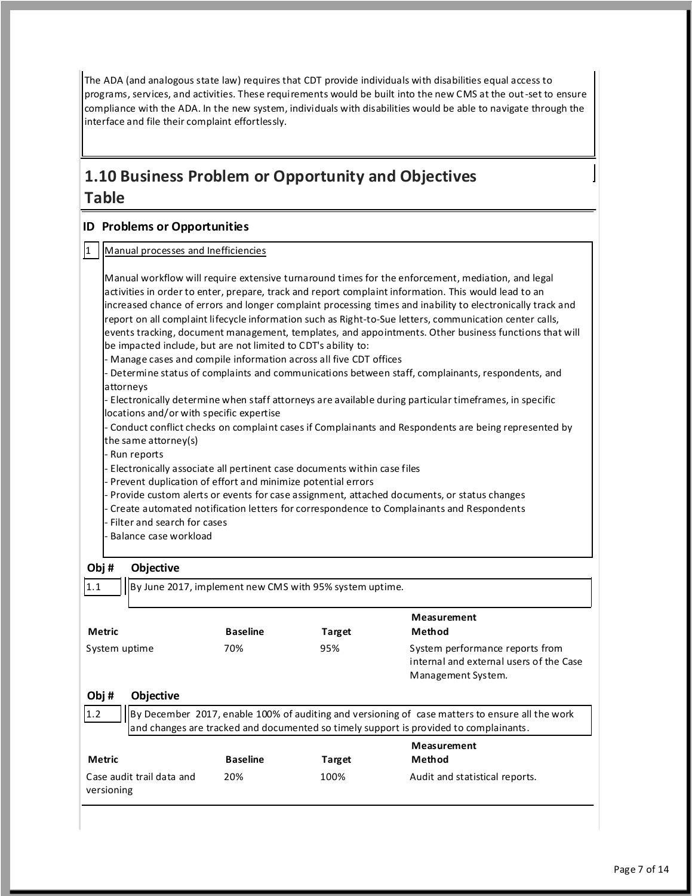The ADA (and analogous state law) requires that CDT provide individuals with disabilities equal access to programs, services, and activities. These requirements would be built into the new CMS at the out-set to ensure compliance with the ADA. In the new system, individuals with disabilities would be able to navigate through the interface and file their complaint effortlessly.

## 1.10 Business Problem or Opportunity and Objectives Table

### ID Problems or Opportunities

**1** Manual processes and Inefficiencies

Manual workflow will require extensive turnaround times for the enforcement, mediation, and legal activities in order to enter, prepare, track and report complaint information. This would lead to an increased chance of errors and longer complaint processing times and inability to electronically track and report on all complaint lifecycle information such as Right-to-Sue letters, communication center calls, events tracking, document management, templates, and appointments. Other business functions that will be impacted include, but are not limited to CDT's ability to:

- Manage cases and compile information across all five CDT offices
- Determine status of complaints and communications between staff, complainants, respondents, and attorneys
- Electronically determine when staff attorneys are available during particular timeframes, in specific locations and/or with specific expertise
- Conduct conflict checks on complaint cases if Complainants and Respondents are being represented by the same attorney(s)
- Run reports
- Electronically associate all pertinent case documents within case files
- Prevent duplication of effort and minimize potential errors
- Provide custom alerts or events for case assignment, attached documents, or status changes
- Create automated notification letters for correspondence to Complainants and Respondents
- Filter and search for cases
- Balance case workload

| Obj # | Objective |
|---|---|
| 1.1 | By June 2017, implement new CMS with 95% system uptime. |

| Metric | Baseline | Target | Measurement Method |
|---|---|---|---|
| System uptime | 70% | 95% | System performance reports from internal and external users of the Case Management System. |

| Obj # | Objective |
|---|---|
| 1.2 | By December 2017, enable 100% of auditing and versioning of case matters to ensure all the work and changes are tracked and documented so timely support is provided to complainants. |

| Metric | Baseline | Target | Measurement Method |
|---|---|---|---|
| Case audit trail data and versioning | 20% | 100% | Audit and statistical reports. |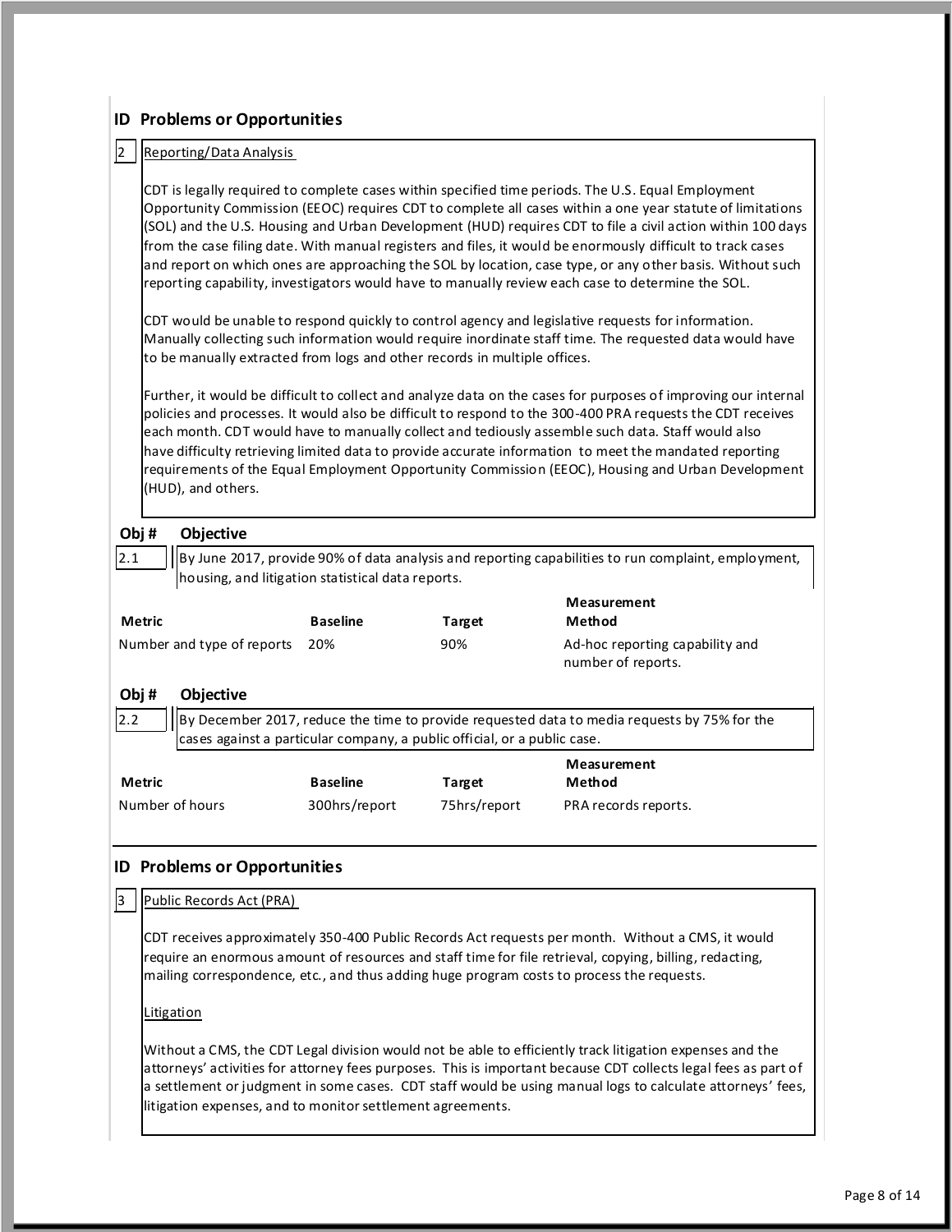## ID Problems or Opportunities

**2** Reporting/Data Analysis

CDT is legally required to complete cases within specified time periods. The U.S. Equal Employment Opportunity Commission (EEOC) requires CDT to complete all cases within a one year statute of limitations (SOL) and the U.S. Housing and Urban Development (HUD) requires CDT to file a civil action within 100 days from the case filing date. With manual registers and files, it would be enormously difficult to track cases and report on which ones are approaching the SOL by location, case type, or any other basis. Without such reporting capability, investigators would have to manually review each case to determine the SOL.

CDT would be unable to respond quickly to control agency and legislative requests for information. Manually collecting such information would require inordinate staff time. The requested data would have to be manually extracted from logs and other records in multiple offices.

Further, it would be difficult to collect and analyze data on the cases for purposes of improving our internal policies and processes. It would also be difficult to respond to the 300-400 PRA requests the CDT receives each month. CDT would have to manually collect and tediously assemble such data. Staff would also have difficulty retrieving limited data to provide accurate information to meet the mandated reporting requirements of the Equal Employment Opportunity Commission (EEOC), Housing and Urban Development (HUD), and others.

| Obj # | Objective |
|---|---|
| 2.1 | By June 2017, provide 90% of data analysis and reporting capabilities to run complaint, employment, housing, and litigation statistical data reports. |

| Metric | Baseline | Target | Measurement Method |
|---|---|---|---|
| Number and type of reports | 20% | 90% | Ad-hoc reporting capability and number of reports. |

| Obj # | Objective |
|---|---|
| 2.2 | By December 2017, reduce the time to provide requested data to media requests by 75% for the cases against a particular company, a public official, or a public case. |

| Metric | Baseline | Target | Measurement Method |
|---|---|---|---|
| Number of hours | 300hrs/report | 75hrs/report | PRA records reports. |

## ID Problems or Opportunities

**3** Public Records Act (PRA)

CDT receives approximately 350-400 Public Records Act requests per month. Without a CMS, it would require an enormous amount of resources and staff time for file retrieval, copying, billing, redacting, mailing correspondence, etc., and thus adding huge program costs to process the requests.

Litigation

Without a CMS, the CDT Legal division would not be able to efficiently track litigation expenses and the attorneys' activities for attorney fees purposes. This is important because CDT collects legal fees as part of a settlement or judgment in some cases. CDT staff would be using manual logs to calculate attorneys' fees, litigation expenses, and to monitor settlement agreements.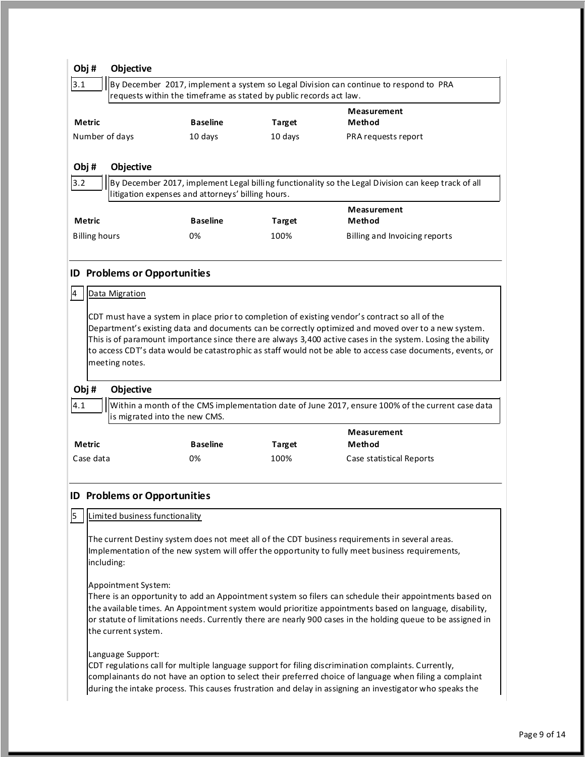| Obj # | Objective |
|---|---|
| 3.1 | By December 2017, implement a system so Legal Division can continue to respond to PRA requests within the timeframe as stated by public records act law. |

| Metric | Baseline | Target | Measurement Method |
|---|---|---|---|
| Number of days | 10 days | 10 days | PRA requests report |

| Obj # | Objective |
|---|---|
| 3.2 | By December 2017, implement Legal billing functionality so the Legal Division can keep track of all litigation expenses and attorneys' billing hours. |

| Metric | Baseline | Target | Measurement Method |
|---|---|---|---|
| Billing hours | 0% | 100% | Billing and Invoicing reports |

## ID Problems or Opportunities

**4** Data Migration

CDT must have a system in place prior to completion of existing vendor's contract so all of the Department's existing data and documents can be correctly optimized and moved over to a new system. This is of paramount importance since there are always 3,400 active cases in the system. Losing the ability to access CDT's data would be catastrophic as staff would not be able to access case documents, events, or meeting notes.

| Obj # | Objective |
|---|---|
| 4.1 | Within a month of the CMS implementation date of June 2017, ensure 100% of the current case data is migrated into the new CMS. |

| Metric | Baseline | Target | Measurement Method |
|---|---|---|---|
| Case data | 0% | 100% | Case statistical Reports |

## ID Problems or Opportunities

**5** Limited business functionality

The current Destiny system does not meet all of the CDT business requirements in several areas. Implementation of the new system will offer the opportunity to fully meet business requirements, including:

Appointment System:
There is an opportunity to add an Appointment system so filers can schedule their appointments based on the available times. An Appointment system would prioritize appointments based on language, disability, or statute of limitations needs. Currently there are nearly 900 cases in the holding queue to be assigned in the current system.

Language Support:
CDT regulations call for multiple language support for filing discrimination complaints. Currently, complainants do not have an option to select their preferred choice of language when filing a complaint during the intake process. This causes frustration and delay in assigning an investigator who speaks the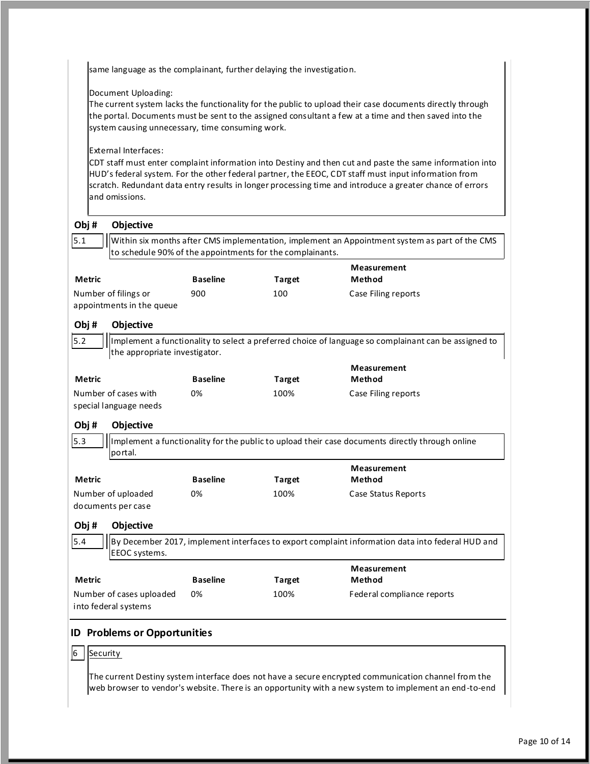same language as the complainant, further delaying the investigation.

Document Uploading:
The current system lacks the functionality for the public to upload their case documents directly through the portal. Documents must be sent to the assigned consultant a few at a time and then saved into the system causing unnecessary, time consuming work.

External Interfaces:
CDT staff must enter complaint information into Destiny and then cut and paste the same information into HUD's federal system. For the other federal partner, the EEOC, CDT staff must input information from scratch. Redundant data entry results in longer processing time and introduce a greater chance of errors and omissions.

| Obj # | Objective |
|---|---|
| 5.1 | Within six months after CMS implementation, implement an Appointment system as part of the CMS to schedule 90% of the appointments for the complainants. |

| Metric | Baseline | Target | Measurement Method |
|---|---|---|---|
| Number of filings or appointments in the queue | 900 | 100 | Case Filing reports |

| Obj # | Objective |
|---|---|
| 5.2 | Implement a functionality to select a preferred choice of language so complainant can be assigned to the appropriate investigator. |

| Metric | Baseline | Target | Measurement Method |
|---|---|---|---|
| Number of cases with special language needs | 0% | 100% | Case Filing reports |

| Obj # | Objective |
|---|---|
| 5.3 | Implement a functionality for the public to upload their case documents directly through online portal. |

| Metric | Baseline | Target | Measurement Method |
|---|---|---|---|
| Number of uploaded documents per case | 0% | 100% | Case Status Reports |

| Obj # | Objective |
|---|---|
| 5.4 | By December 2017, implement interfaces to export complaint information data into federal HUD and EEOC systems. |

| Metric | Baseline | Target | Measurement Method |
|---|---|---|---|
| Number of cases uploaded into federal systems | 0% | 100% | Federal compliance reports |

| ID | Problems or Opportunities |
|---|---|
| 6 | Security |

The current Destiny system interface does not have a secure encrypted communication channel from the web browser to vendor's website. There is an opportunity with a new system to implement an end-to-end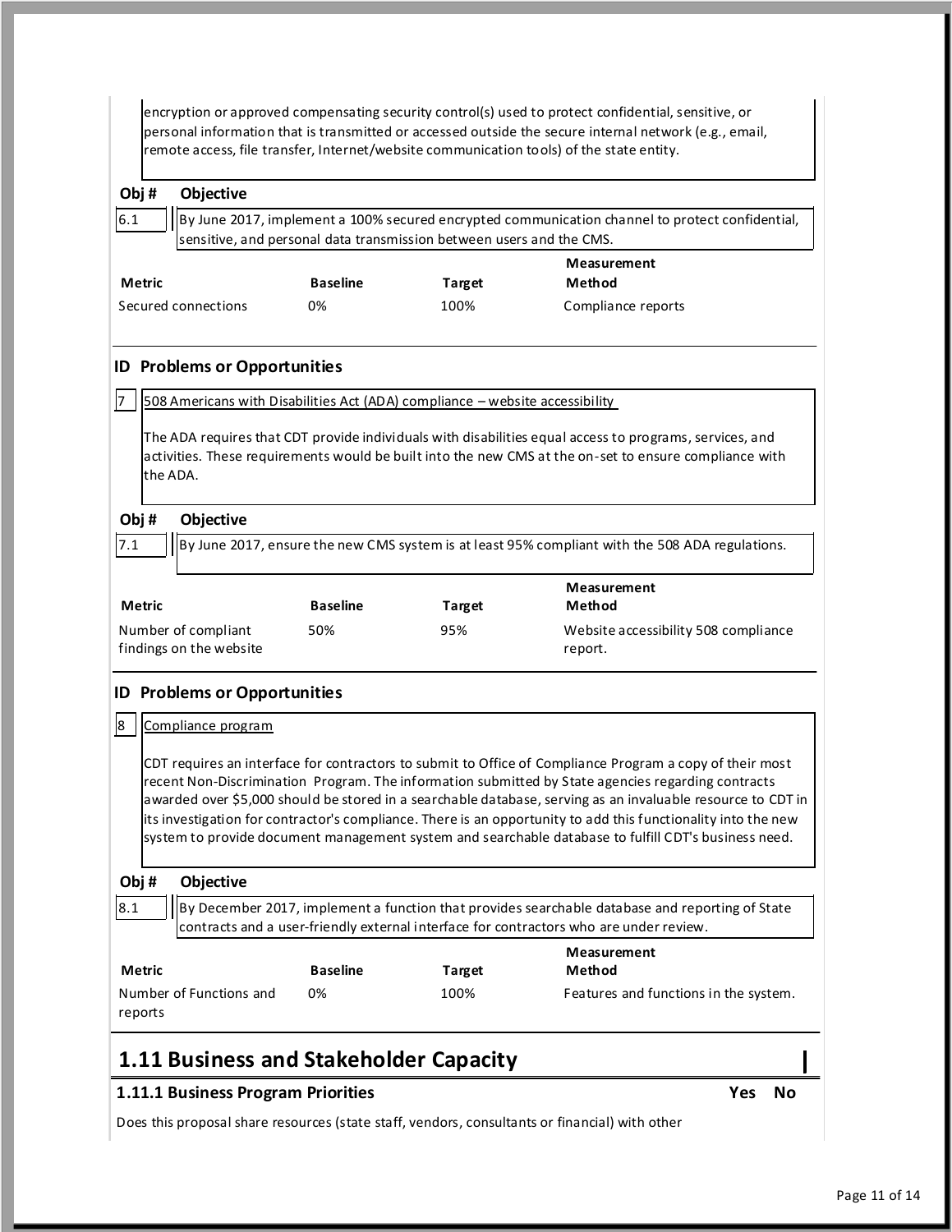encryption or approved compensating security control(s) used to protect confidential, sensitive, or personal information that is transmitted or accessed outside the secure internal network (e.g., email, remote access, file transfer, Internet/website communication tools) of the state entity.

| Obj # | Objective |
|---|---|
| 6.1 | By June 2017, implement a 100% secured encrypted communication channel to protect confidential, sensitive, and personal data transmission between users and the CMS. |

| Metric | Baseline | Target | Measurement Method |
|---|---|---|---|
| Secured connections | 0% | 100% | Compliance reports |

### ID Problems or Opportunities

**7** 508 Americans with Disabilities Act (ADA) compliance – website accessibility

The ADA requires that CDT provide individuals with disabilities equal access to programs, services, and activities. These requirements would be built into the new CMS at the on-set to ensure compliance with the ADA.

| Obj # | Objective |
|---|---|
| 7.1 | By June 2017, ensure the new CMS system is at least 95% compliant with the 508 ADA regulations. |

| Metric | Baseline | Target | Measurement Method |
|---|---|---|---|
| Number of compliant findings on the website | 50% | 95% | Website accessibility 508 compliance report. |

### ID Problems or Opportunities

**8** Compliance program

CDT requires an interface for contractors to submit to Office of Compliance Program a copy of their most recent Non-Discrimination Program. The information submitted by State agencies regarding contracts awarded over $5,000 should be stored in a searchable database, serving as an invaluable resource to CDT in its investigation for contractor's compliance. There is an opportunity to add this functionality into the new system to provide document management system and searchable database to fulfill CDT's business need.

| Obj # | Objective |
|---|---|
| 8.1 | By December 2017, implement a function that provides searchable database and reporting of State contracts and a user-friendly external interface for contractors who are under review. |

| Metric | Baseline | Target | Measurement Method |
|---|---|---|---|
| Number of Functions and reports | 0% | 100% | Features and functions in the system. |

## 1.11 Business and Stakeholder Capacity

### 1.11.1 Business Program Priorities

| | Yes | No |
|---|---|---|
| Does this proposal share resources (state staff, vendors, consultants or financial) with other | | |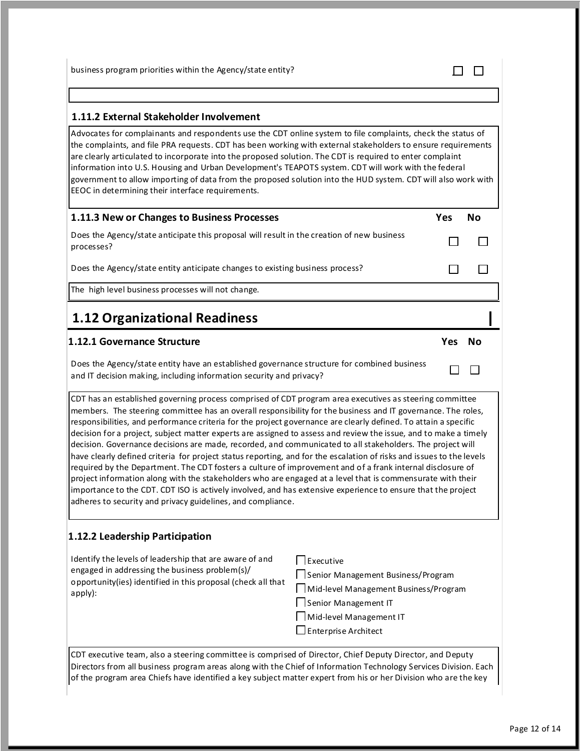business program priorities within the Agency/state entity? ☐ ☐

### 1.11.2 External Stakeholder Involvement

Advocates for complainants and respondents use the CDT online system to file complaints, check the status of the complaints, and file PRA requests. CDT has been working with external stakeholders to ensure requirements are clearly articulated to incorporate into the proposed solution. The CDT is required to enter complaint information into U.S. Housing and Urban Development's TEAPOTS system. CDT will work with the federal government to allow importing of data from the proposed solution into the HUD system. CDT will also work with EEOC in determining their interface requirements.

### 1.11.3 New or Changes to Business Processes

| | Yes | No |
|---|---|---|
| Does the Agency/state anticipate this proposal will result in the creation of new business processes? | ☐ | ☐ |
| Does the Agency/state entity anticipate changes to existing business process? | ☐ | ☐ |

The high level business processes will not change.

## 1.12 Organizational Readiness

### 1.12.1 Governance Structure

| | Yes | No |
|---|---|---|
| Does the Agency/state entity have an established governance structure for combined business and IT decision making, including information security and privacy? | ☐ | ☐ |

CDT has an established governing process comprised of CDT program area executives as steering committee members. The steering committee has an overall responsibility for the business and IT governance. The roles, responsibilities, and performance criteria for the project governance are clearly defined. To attain a specific decision for a project, subject matter experts are assigned to assess and review the issue, and to make a timely decision. Governance decisions are made, recorded, and communicated to all stakeholders. The project will have clearly defined criteria for project status reporting, and for the escalation of risks and issues to the levels required by the Department. The CDT fosters a culture of improvement and of a frank internal disclosure of project information along with the stakeholders who are engaged at a level that is commensurate with their importance to the CDT. CDT ISO is actively involved, and has extensive experience to ensure that the project adheres to security and privacy guidelines, and compliance.

### 1.12.2 Leadership Participation

Identify the levels of leadership that are aware of and engaged in addressing the business problem(s)/ opportunity(ies) identified in this proposal (check all that apply):

- ☐ Executive
- ☐ Senior Management Business/Program
- ☐ Mid-level Management Business/Program
- ☐ Senior Management IT
- ☐ Mid-level Management IT
- ☐ Enterprise Architect

CDT executive team, also a steering committee is comprised of Director, Chief Deputy Director, and Deputy Directors from all business program areas along with the Chief of Information Technology Services Division. Each of the program area Chiefs have identified a key subject matter expert from his or her Division who are the key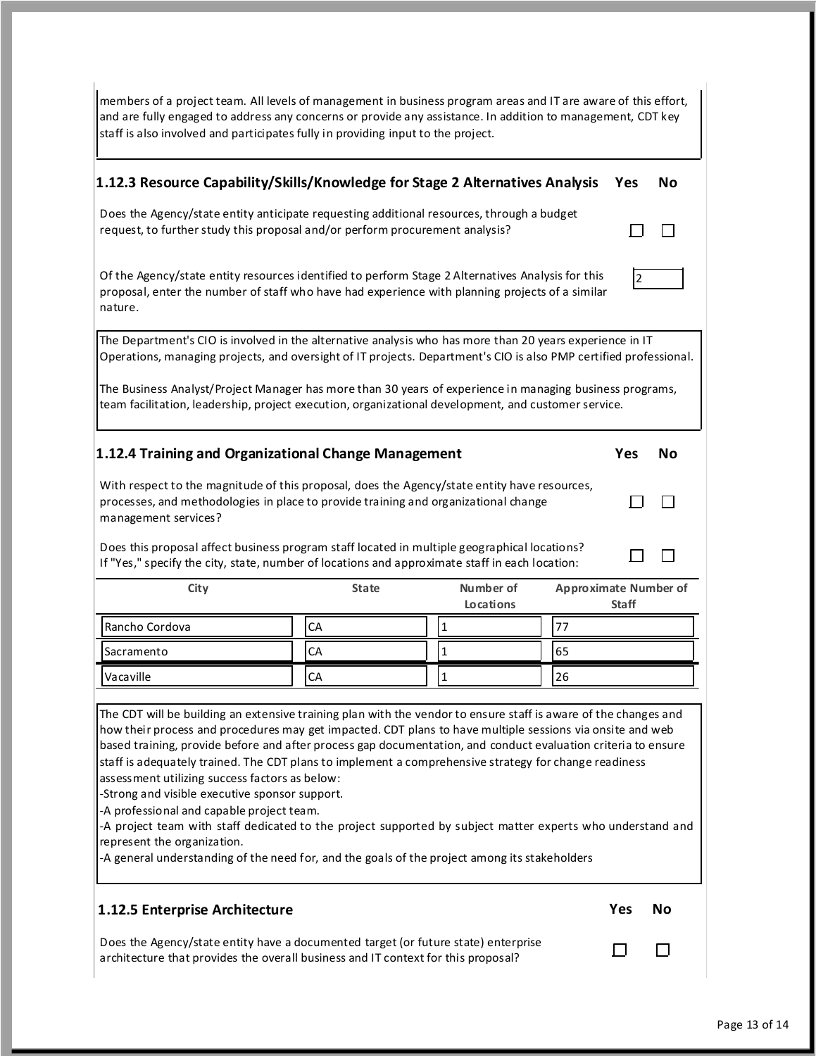members of a project team. All levels of management in business program areas and IT are aware of this effort, and are fully engaged to address any concerns or provide any assistance. In addition to management, CDT key staff is also involved and participates fully in providing input to the project.

### 1.12.3 Resource Capability/Skills/Knowledge for Stage 2 Alternatives Analysis

| | Yes | No |
|---|---|---|
| Does the Agency/state entity anticipate requesting additional resources, through a budget request, to further study this proposal and/or perform procurement analysis? | ☐ | ☐ |

Of the Agency/state entity resources identified to perform Stage 2 Alternatives Analysis for this proposal, enter the number of staff who have had experience with planning projects of a similar nature. **2**

The Department's CIO is involved in the alternative analysis who has more than 20 years experience in IT Operations, managing projects, and oversight of IT projects. Department's CIO is also PMP certified professional.

The Business Analyst/Project Manager has more than 30 years of experience in managing business programs, team facilitation, leadership, project execution, organizational development, and customer service.

### 1.12.4 Training and Organizational Change Management

| | Yes | No |
|---|---|---|
| With respect to the magnitude of this proposal, does the Agency/state entity have resources, processes, and methodologies in place to provide training and organizational change management services? | ☐ | ☐ |
| Does this proposal affect business program staff located in multiple geographical locations? If "Yes," specify the city, state, number of locations and approximate staff in each location: | ☐ | ☐ |

| City | State | Number of Locations | Approximate Number of Staff |
|---|---|---|---|
| Rancho Cordova | CA | 1 | 77 |
| Sacramento | CA | 1 | 65 |
| Vacaville | CA | 1 | 26 |

The CDT will be building an extensive training plan with the vendor to ensure staff is aware of the changes and how their process and procedures may get impacted. CDT plans to have multiple sessions via onsite and web based training, provide before and after process gap documentation, and conduct evaluation criteria to ensure staff is adequately trained. The CDT plans to implement a comprehensive strategy for change readiness assessment utilizing success factors as below:

- Strong and visible executive sponsor support.
- A professional and capable project team.
- A project team with staff dedicated to the project supported by subject matter experts who understand and represent the organization.
- A general understanding of the need for, and the goals of the project among its stakeholders

### 1.12.5 Enterprise Architecture

| | Yes | No |
|---|---|---|
| Does the Agency/state entity have a documented target (or future state) enterprise architecture that provides the overall business and IT context for this proposal? | ☐ | ☐ |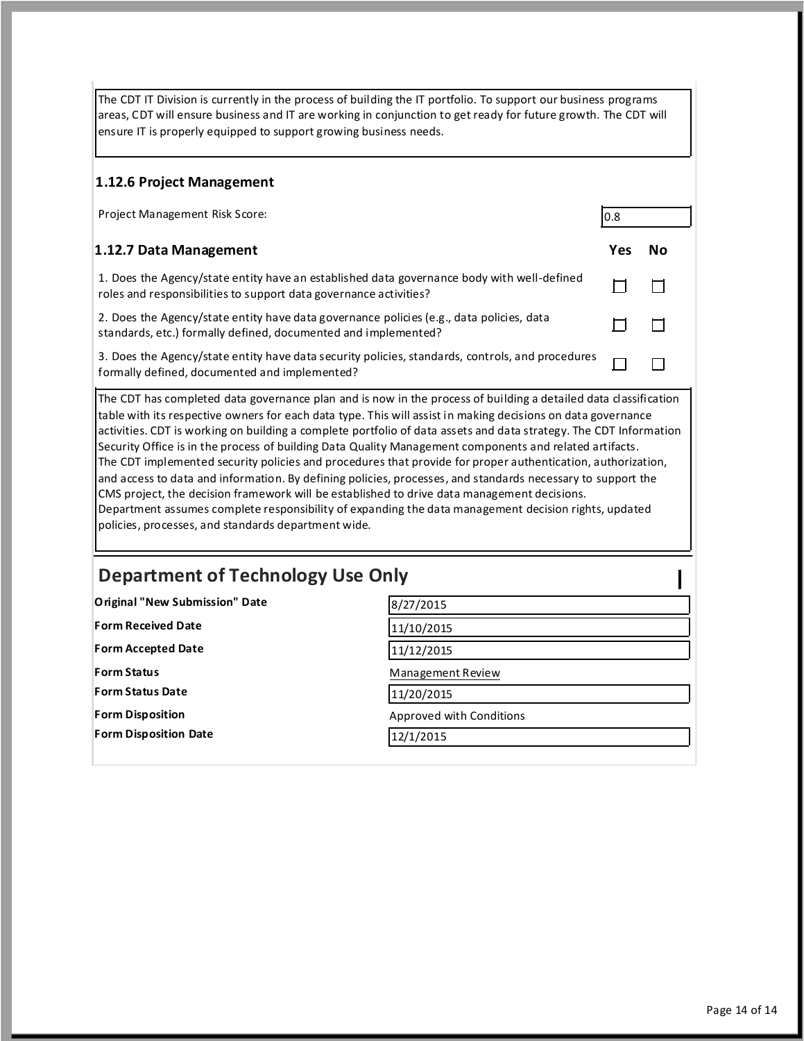The CDT IT Division is currently in the process of building the IT portfolio. To support our business programs areas, CDT will ensure business and IT are working in conjunction to get ready for future growth. The CDT will ensure IT is properly equipped to support growing business needs.

### 1.12.6 Project Management

| | |
|---|---|
| Project Management Risk Score: | 0.8 |

### 1.12.7 Data Management

| | Yes | No |
|---|---|---|
| 1. Does the Agency/state entity have an established data governance body with well-defined roles and responsibilities to support data governance activities? | ☐ | ☐ |
| 2. Does the Agency/state entity have data governance policies (e.g., data policies, data standards, etc.) formally defined, documented and implemented? | ☐ | ☐ |
| 3. Does the Agency/state entity have data security policies, standards, controls, and procedures formally defined, documented and implemented? | ☐ | ☐ |

The CDT has completed data governance plan and is now in the process of building a detailed data classification table with its respective owners for each data type. This will assist in making decisions on data governance activities. CDT is working on building a complete portfolio of data assets and data strategy. The CDT Information Security Office is in the process of building Data Quality Management components and related artifacts.
The CDT implemented security policies and procedures that provide for proper authentication, authorization, and access to data and information. By defining policies, processes, and standards necessary to support the CMS project, the decision framework will be established to drive data management decisions.
Department assumes complete responsibility of expanding the data management decision rights, updated policies, processes, and standards department wide.

## Department of Technology Use Only

| | |
|---|---|
| **Original "New Submission" Date** | 8/27/2015 |
| **Form Received Date** | 11/10/2015 |
| **Form Accepted Date** | 11/12/2015 |
| **Form Status** | Management Review |
| **Form Status Date** | 11/20/2015 |
| **Form Disposition** | Approved with Conditions |
| **Form Disposition Date** | 12/1/2015 |